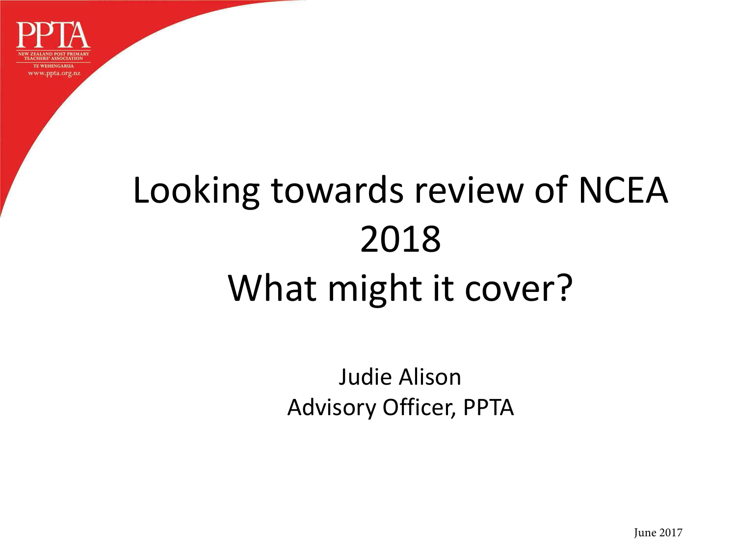PPTA

NEW ZEALAND POST PRIMARY TEACHERS' ASSOCIATION

TE WEHENGARUA

www.ppta.org.nz

# Looking towards review of NCEA 2018
# What might it cover?

Judie Alison
Advisory Officer, PPTA

June 2017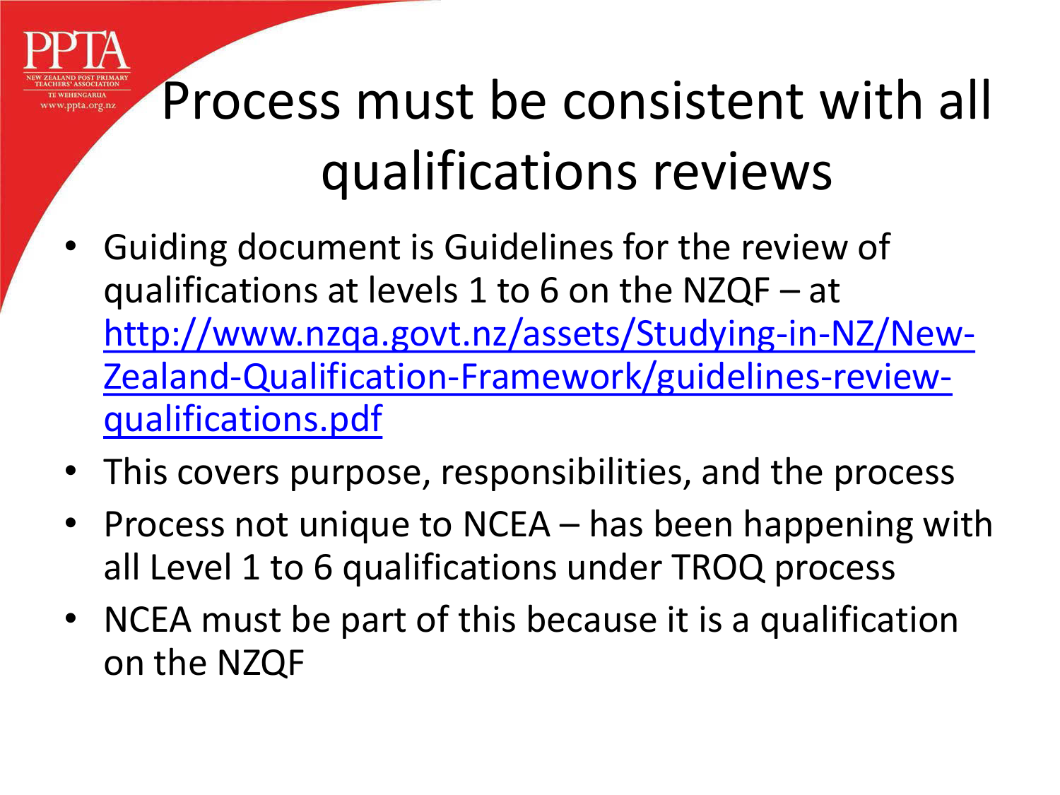# Process must be consistent with all qualifications reviews

- Guiding document is Guidelines for the review of qualifications at levels 1 to 6 on the NZQF – at [http://www.nzqa.govt.nz/assets/Studying-in-NZ/New-Zealand-Qualification-Framework/guidelines-review-qualifications.pdf](http://www.nzqa.govt.nz/assets/Studying-in-NZ/New-Zealand-Qualification-Framework/guidelines-review-qualifications.pdf)
- This covers purpose, responsibilities, and the process
- Process not unique to NCEA – has been happening with all Level 1 to 6 qualifications under TROQ process
- NCEA must be part of this because it is a qualification on the NZQF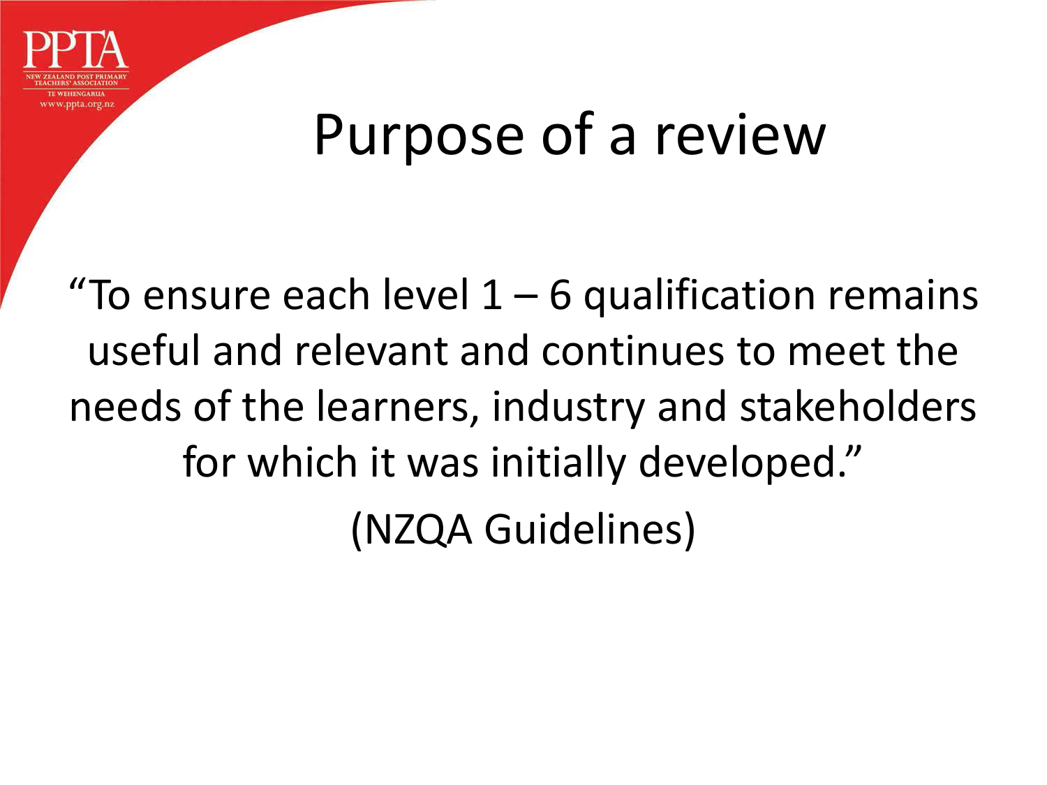# Purpose of a review

"To ensure each level 1 – 6 qualification remains useful and relevant and continues to meet the needs of the learners, industry and stakeholders for which it was initially developed."

(NZQA Guidelines)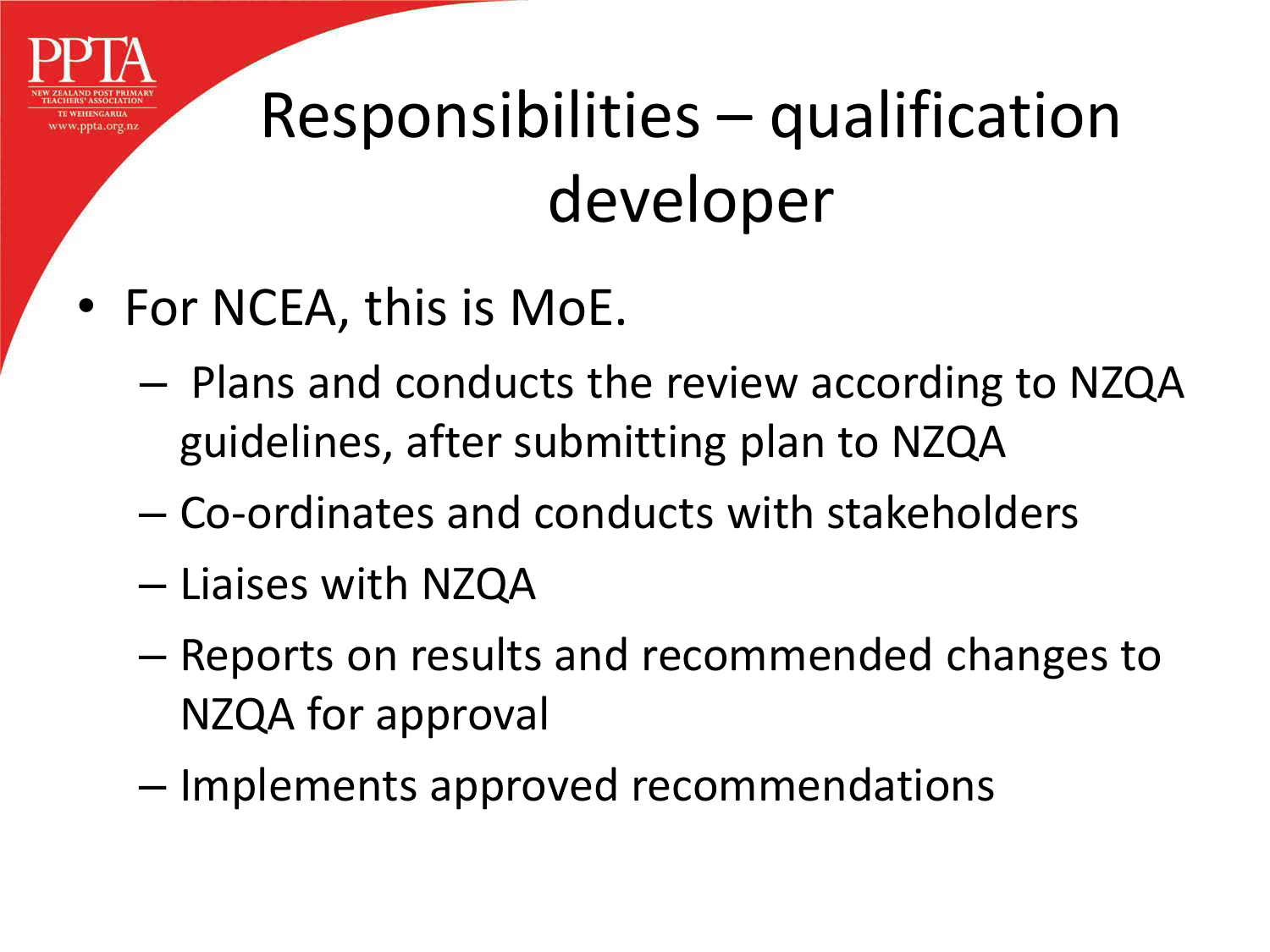# Responsibilities – qualification developer

- For NCEA, this is MoE.
  - Plans and conducts the review according to NZQA guidelines, after submitting plan to NZQA
  - Co-ordinates and conducts with stakeholders
  - Liaises with NZQA
  - Reports on results and recommended changes to NZQA for approval
  - Implements approved recommendations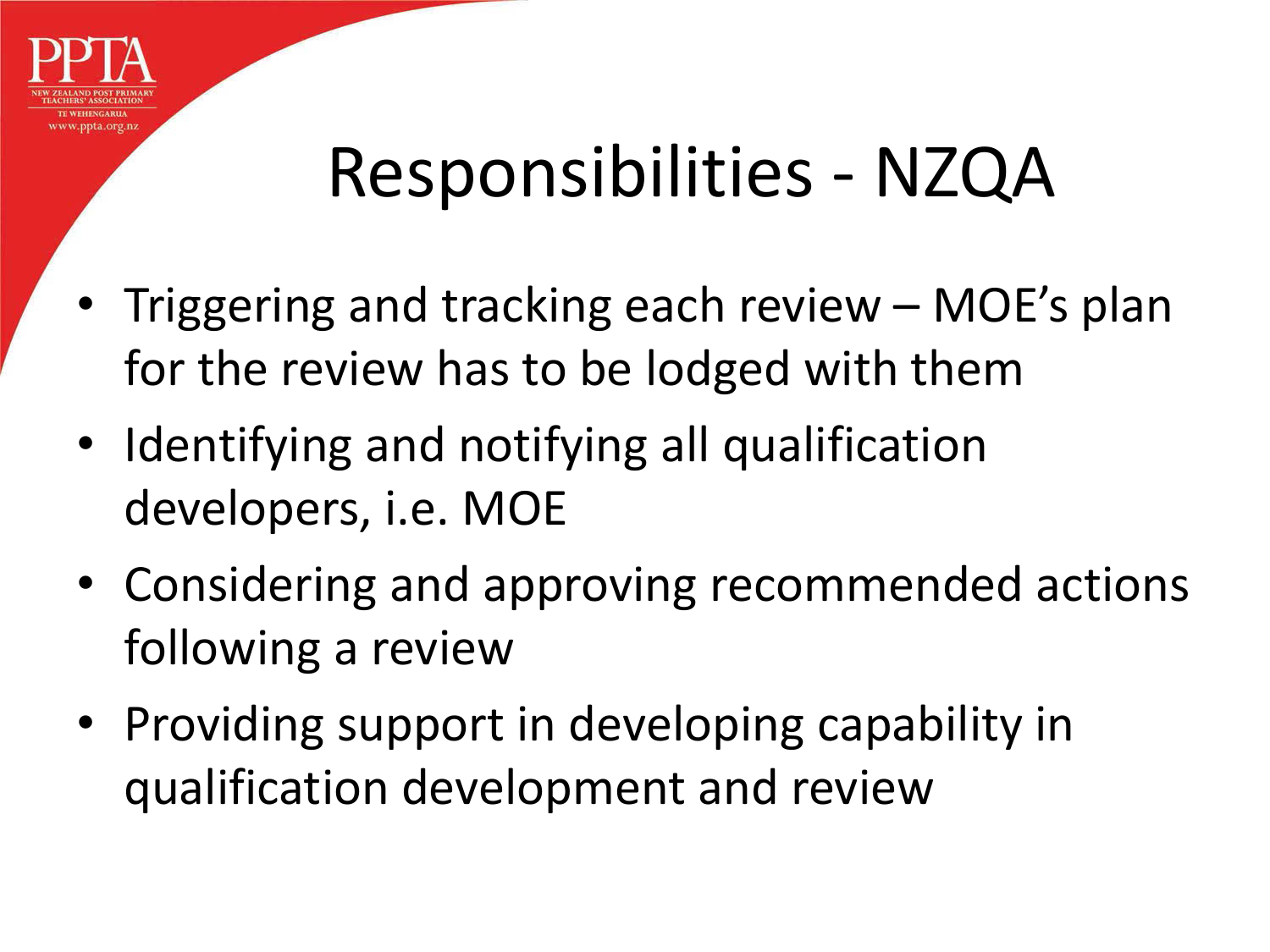# Responsibilities - NZQA

- Triggering and tracking each review – MOE's plan for the review has to be lodged with them
- Identifying and notifying all qualification developers, i.e. MOE
- Considering and approving recommended actions following a review
- Providing support in developing capability in qualification development and review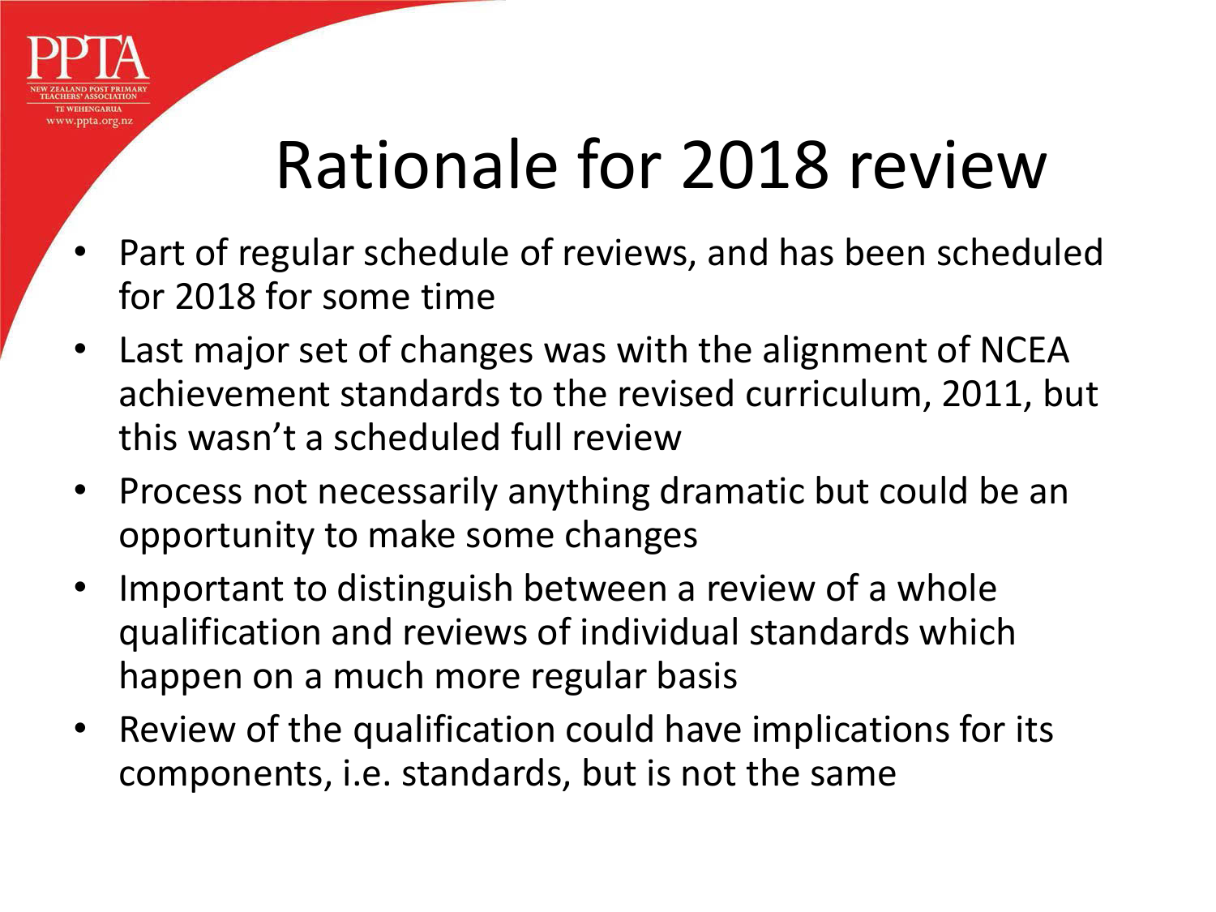# Rationale for 2018 review

- Part of regular schedule of reviews, and has been scheduled for 2018 for some time
- Last major set of changes was with the alignment of NCEA achievement standards to the revised curriculum, 2011, but this wasn't a scheduled full review
- Process not necessarily anything dramatic but could be an opportunity to make some changes
- Important to distinguish between a review of a whole qualification and reviews of individual standards which happen on a much more regular basis
- Review of the qualification could have implications for its components, i.e. standards, but is not the same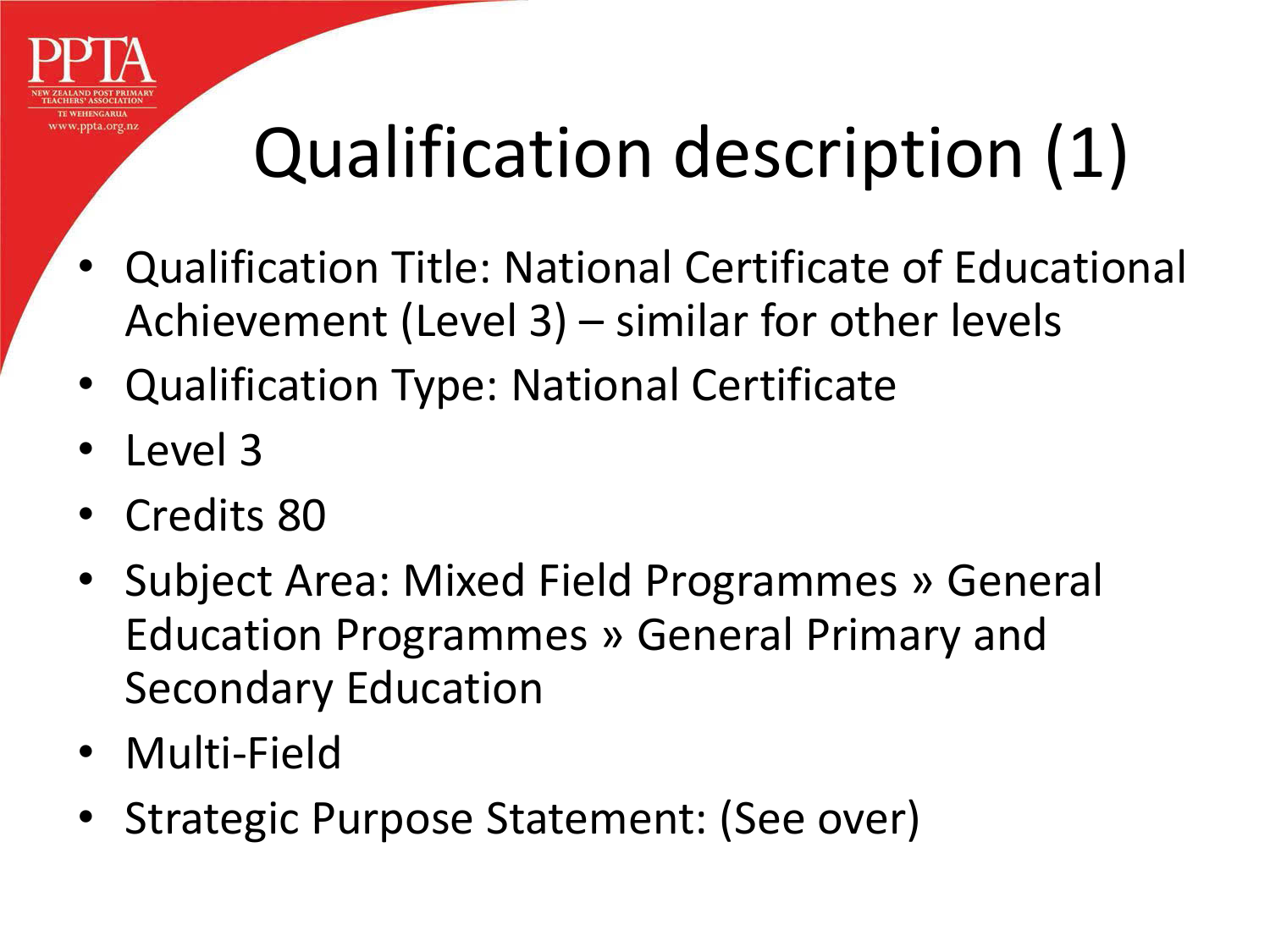# Qualification description (1)

- Qualification Title: National Certificate of Educational Achievement (Level 3) – similar for other levels
- Qualification Type: National Certificate
- Level 3
- Credits 80
- Subject Area: Mixed Field Programmes » General Education Programmes » General Primary and Secondary Education
- Multi-Field
- Strategic Purpose Statement: (See over)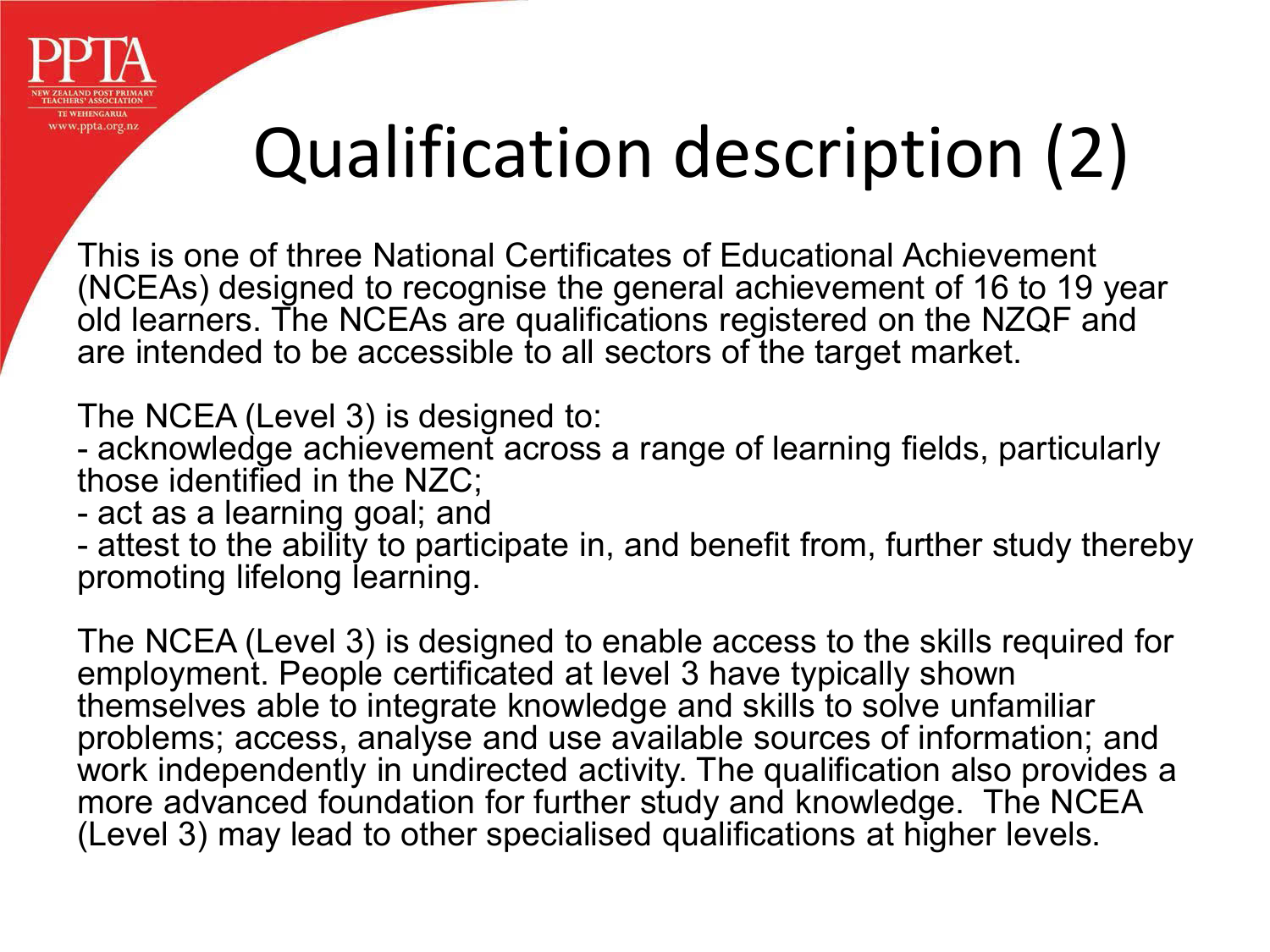# Qualification description (2)

This is one of three National Certificates of Educational Achievement (NCEAs) designed to recognise the general achievement of 16 to 19 year old learners. The NCEAs are qualifications registered on the NZQF and are intended to be accessible to all sectors of the target market.

The NCEA (Level 3) is designed to:
- acknowledge achievement across a range of learning fields, particularly those identified in the NZC;
- act as a learning goal; and
- attest to the ability to participate in, and benefit from, further study thereby promoting lifelong learning.

The NCEA (Level 3) is designed to enable access to the skills required for employment. People certificated at level 3 have typically shown themselves able to integrate knowledge and skills to solve unfamiliar problems; access, analyse and use available sources of information; and work independently in undirected activity. The qualification also provides a more advanced foundation for further study and knowledge. The NCEA (Level 3) may lead to other specialised qualifications at higher levels.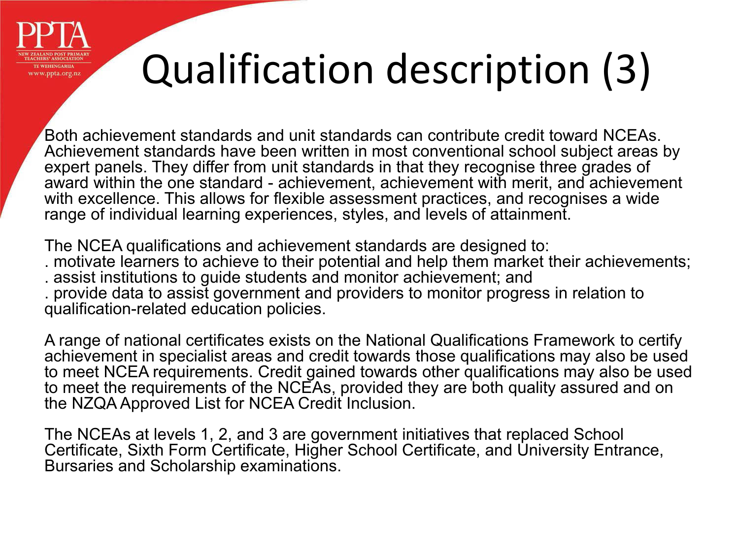# Qualification description (3)

Both achievement standards and unit standards can contribute credit toward NCEAs. Achievement standards have been written in most conventional school subject areas by expert panels. They differ from unit standards in that they recognise three grades of award within the one standard - achievement, achievement with merit, and achievement with excellence. This allows for flexible assessment practices, and recognises a wide range of individual learning experiences, styles, and levels of attainment.

The NCEA qualifications and achievement standards are designed to:

. motivate learners to achieve to their potential and help them market their achievements;
. assist institutions to guide students and monitor achievement; and
. provide data to assist government and providers to monitor progress in relation to qualification-related education policies.

A range of national certificates exists on the National Qualifications Framework to certify achievement in specialist areas and credit towards those qualifications may also be used to meet NCEA requirements. Credit gained towards other qualifications may also be used to meet the requirements of the NCEAs, provided they are both quality assured and on the NZQA Approved List for NCEA Credit Inclusion.

The NCEAs at levels 1, 2, and 3 are government initiatives that replaced School Certificate, Sixth Form Certificate, Higher School Certificate, and University Entrance, Bursaries and Scholarship examinations.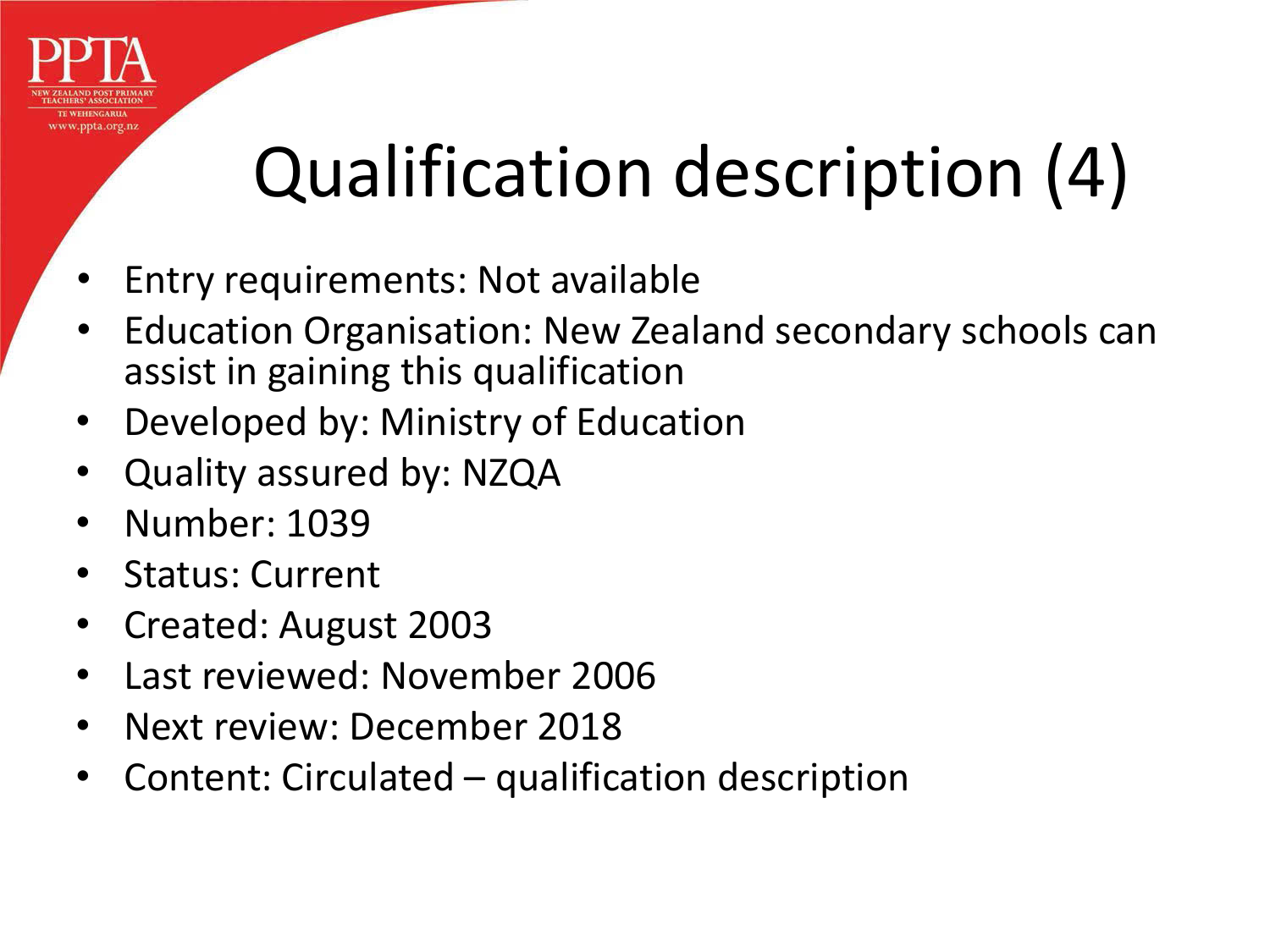# Qualification description (4)

- Entry requirements: Not available
- Education Organisation: New Zealand secondary schools can assist in gaining this qualification
- Developed by: Ministry of Education
- Quality assured by: NZQA
- Number: 1039
- Status: Current
- Created: August 2003
- Last reviewed: November 2006
- Next review: December 2018
- Content: Circulated – qualification description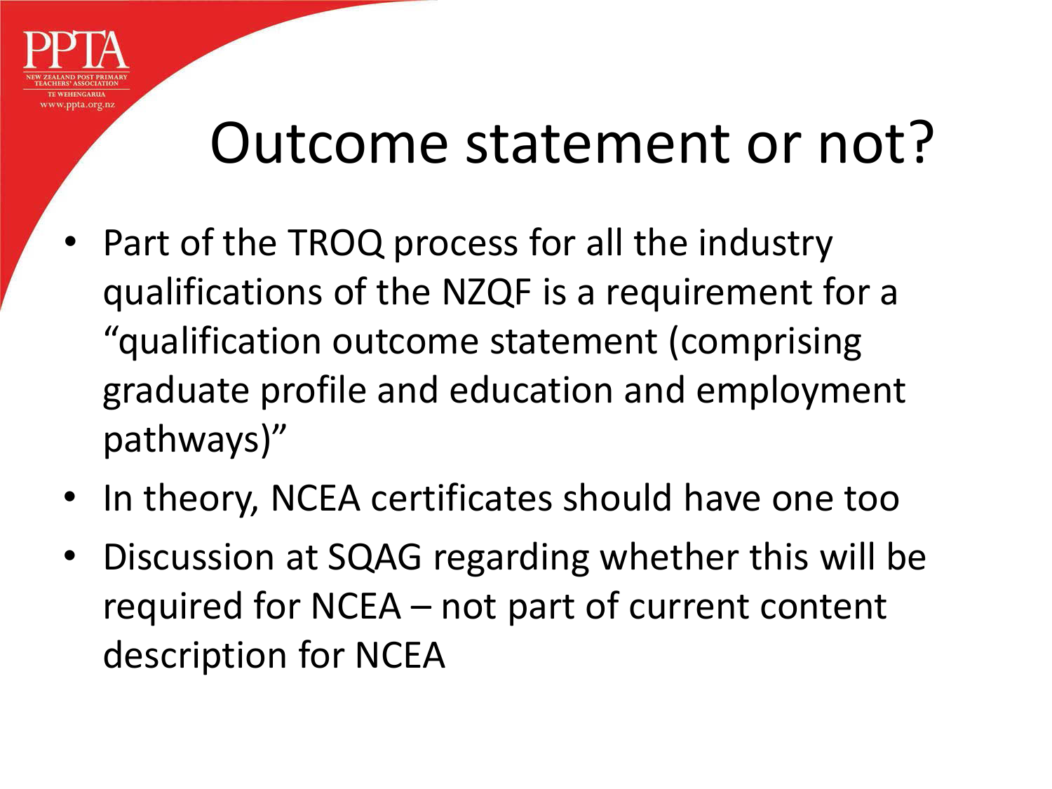# Outcome statement or not?

- Part of the TROQ process for all the industry qualifications of the NZQF is a requirement for a "qualification outcome statement (comprising graduate profile and education and employment pathways)"
- In theory, NCEA certificates should have one too
- Discussion at SQAG regarding whether this will be required for NCEA – not part of current content description for NCEA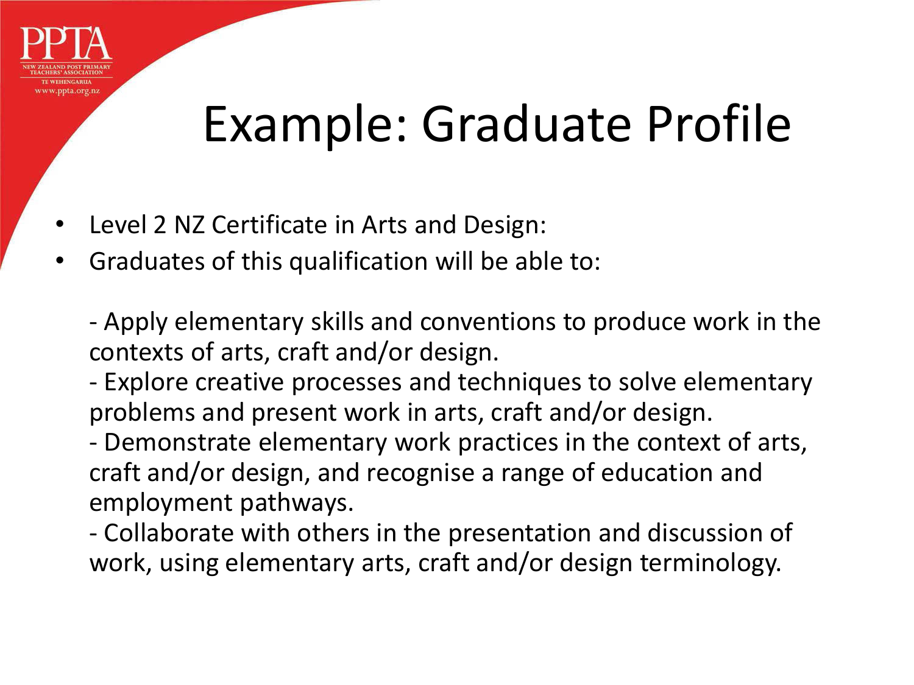# Example: Graduate Profile

- Level 2 NZ Certificate in Arts and Design:
- Graduates of this qualification will be able to:

  - Apply elementary skills and conventions to produce work in the contexts of arts, craft and/or design.
  - Explore creative processes and techniques to solve elementary problems and present work in arts, craft and/or design.
  - Demonstrate elementary work practices in the context of arts, craft and/or design, and recognise a range of education and employment pathways.
  - Collaborate with others in the presentation and discussion of work, using elementary arts, craft and/or design terminology.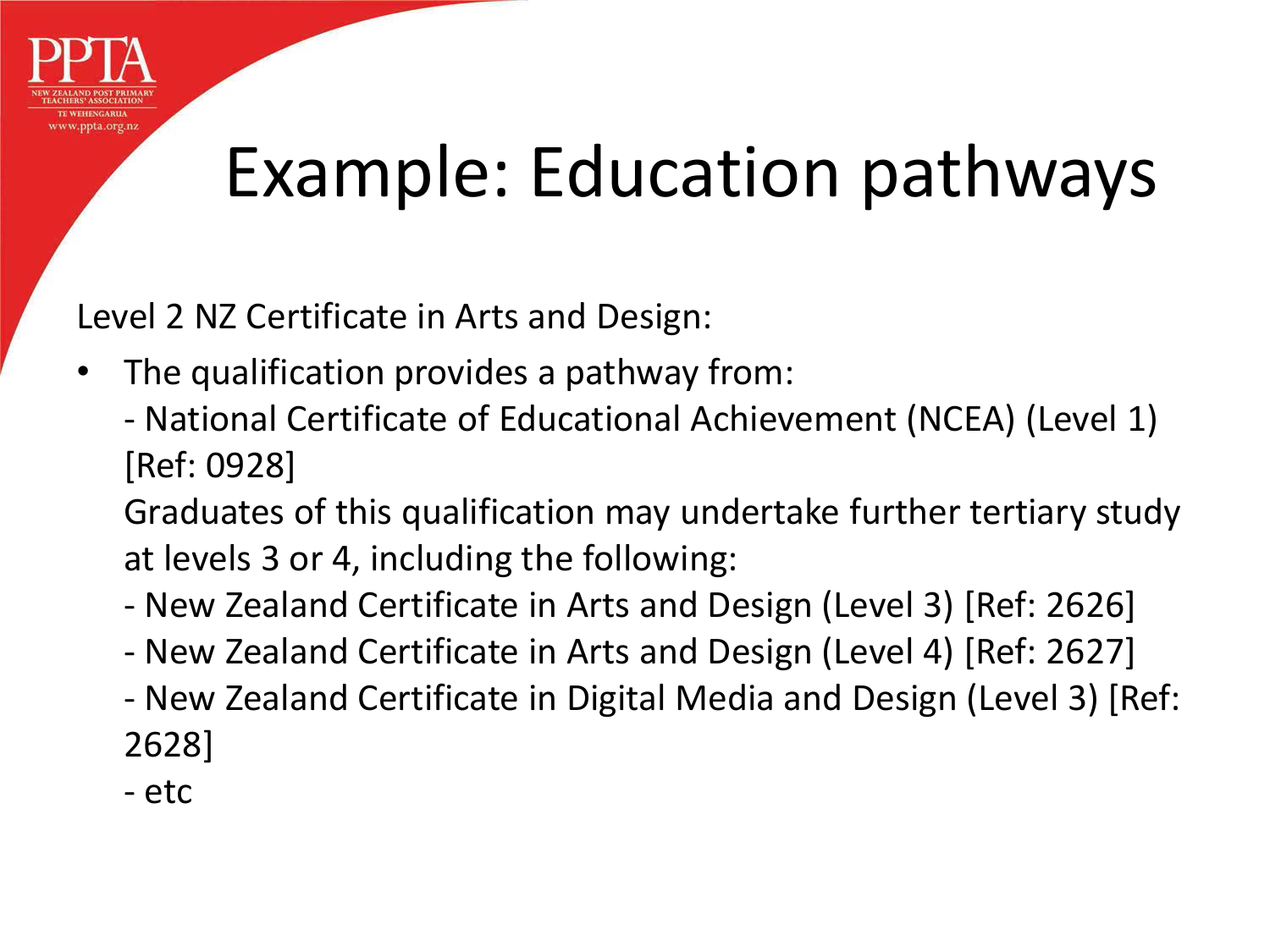# Example: Education pathways

Level 2 NZ Certificate in Arts and Design:

- The qualification provides a pathway from:

  - National Certificate of Educational Achievement (NCEA) (Level 1) [Ref: 0928]

  Graduates of this qualification may undertake further tertiary study at levels 3 or 4, including the following:

  - New Zealand Certificate in Arts and Design (Level 3) [Ref: 2626]
  - New Zealand Certificate in Arts and Design (Level 4) [Ref: 2627]
  - New Zealand Certificate in Digital Media and Design (Level 3) [Ref: 2628]
  - etc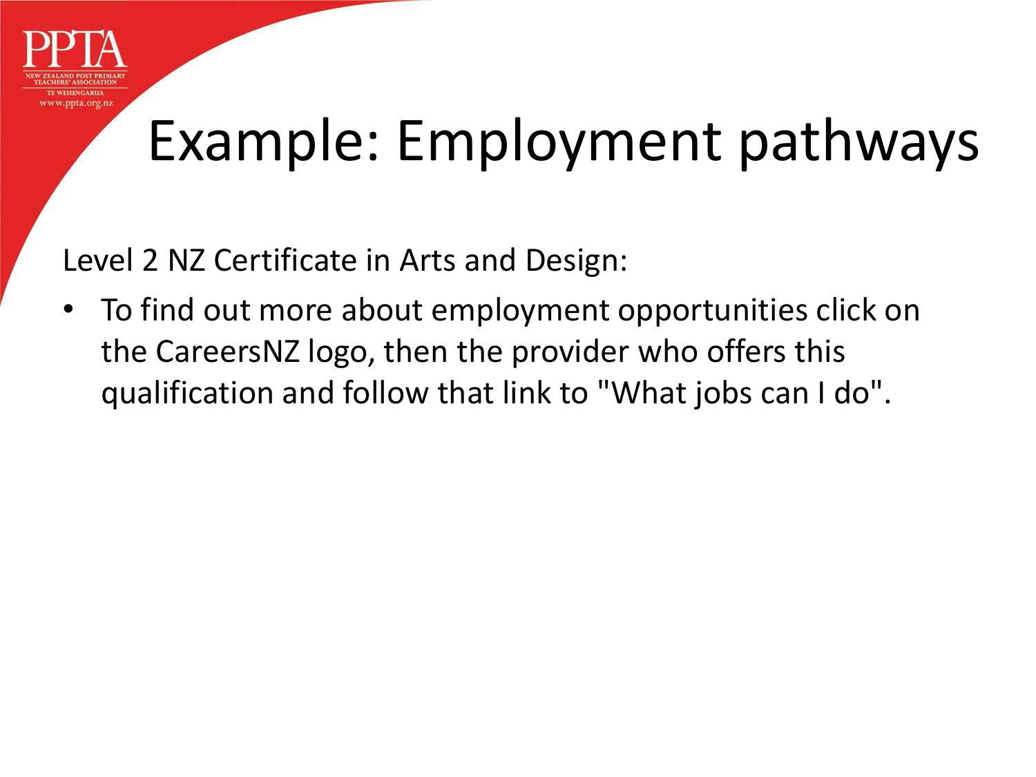# Example: Employment pathways

Level 2 NZ Certificate in Arts and Design:

- To find out more about employment opportunities click on the CareersNZ logo, then the provider who offers this qualification and follow that link to "What jobs can I do".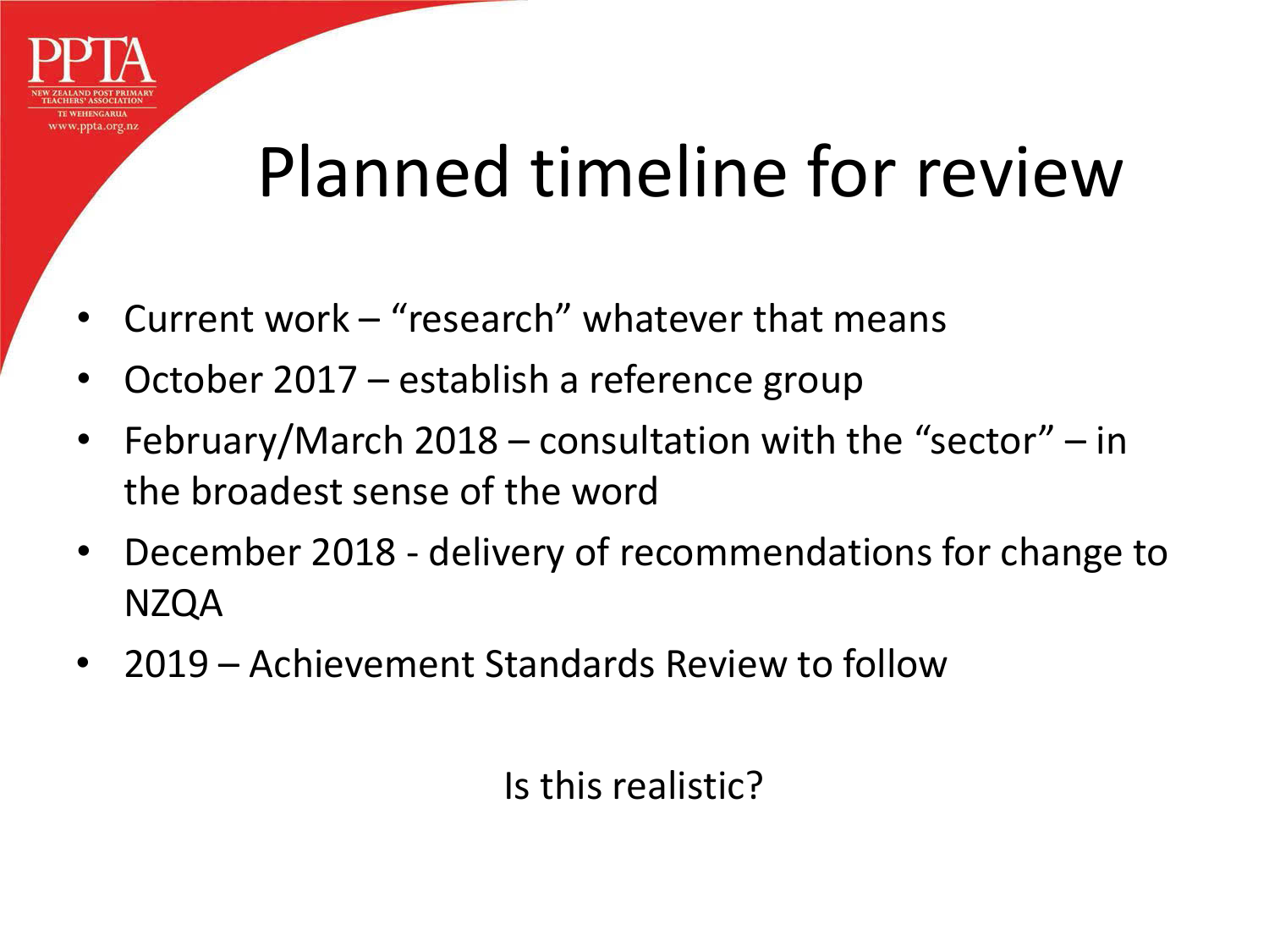# Planned timeline for review

- Current work – "research" whatever that means
- October 2017 – establish a reference group
- February/March 2018 – consultation with the "sector" – in the broadest sense of the word
- December 2018 - delivery of recommendations for change to NZQA
- 2019 – Achievement Standards Review to follow

Is this realistic?